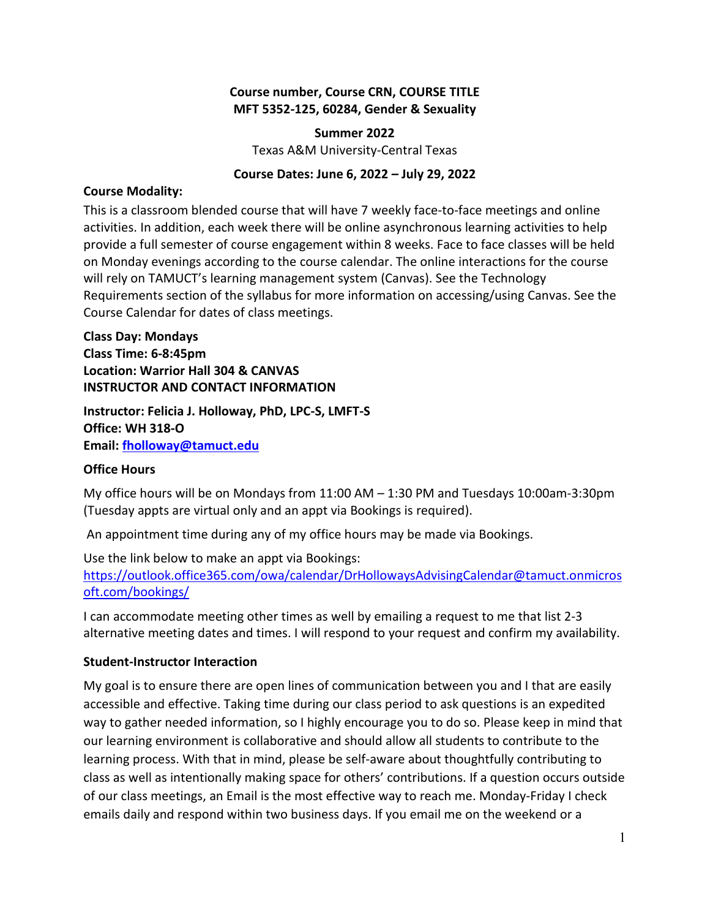**Course number, Course CRN, COURSE TITLE**
**MFT 5352-125, 60284, Gender & Sexuality**

**Summer 2022**

Texas A&M University-Central Texas

**Course Dates: June 6, 2022 – July 29, 2022**

**Course Modality:**

This is a classroom blended course that will have 7 weekly face-to-face meetings and online activities. In addition, each week there will be online asynchronous learning activities to help provide a full semester of course engagement within 8 weeks. Face to face classes will be held on Monday evenings according to the course calendar. The online interactions for the course will rely on TAMUCT's learning management system (Canvas). See the Technology Requirements section of the syllabus for more information on accessing/using Canvas. See the Course Calendar for dates of class meetings.

**Class Day: Mondays**
**Class Time: 6-8:45pm**
**Location: Warrior Hall 304 & CANVAS**
**INSTRUCTOR AND CONTACT INFORMATION**

**Instructor: Felicia J. Holloway, PhD, LPC-S, LMFT-S**
**Office: WH 318-O**
**Email: [fholloway@tamuct.edu](mailto:fholloway@tamuct.edu)**

**Office Hours**

My office hours will be on Mondays from 11:00 AM – 1:30 PM and Tuesdays 10:00am-3:30pm (Tuesday appts are virtual only and an appt via Bookings is required).

An appointment time during any of my office hours may be made via Bookings.

Use the link below to make an appt via Bookings:
[https://outlook.office365.com/owa/calendar/DrHollowaysAdvisingCalendar@tamuct.onmicrosoft.com/bookings/](https://outlook.office365.com/owa/calendar/DrHollowaysAdvisingCalendar@tamuct.onmicrosoft.com/bookings/)

I can accommodate meeting other times as well by emailing a request to me that list 2-3 alternative meeting dates and times. I will respond to your request and confirm my availability.

**Student-Instructor Interaction**

My goal is to ensure there are open lines of communication between you and I that are easily accessible and effective. Taking time during our class period to ask questions is an expedited way to gather needed information, so I highly encourage you to do so. Please keep in mind that our learning environment is collaborative and should allow all students to contribute to the learning process. With that in mind, please be self-aware about thoughtfully contributing to class as well as intentionally making space for others' contributions. If a question occurs outside of our class meetings, an Email is the most effective way to reach me. Monday-Friday I check emails daily and respond within two business days. If you email me on the weekend or a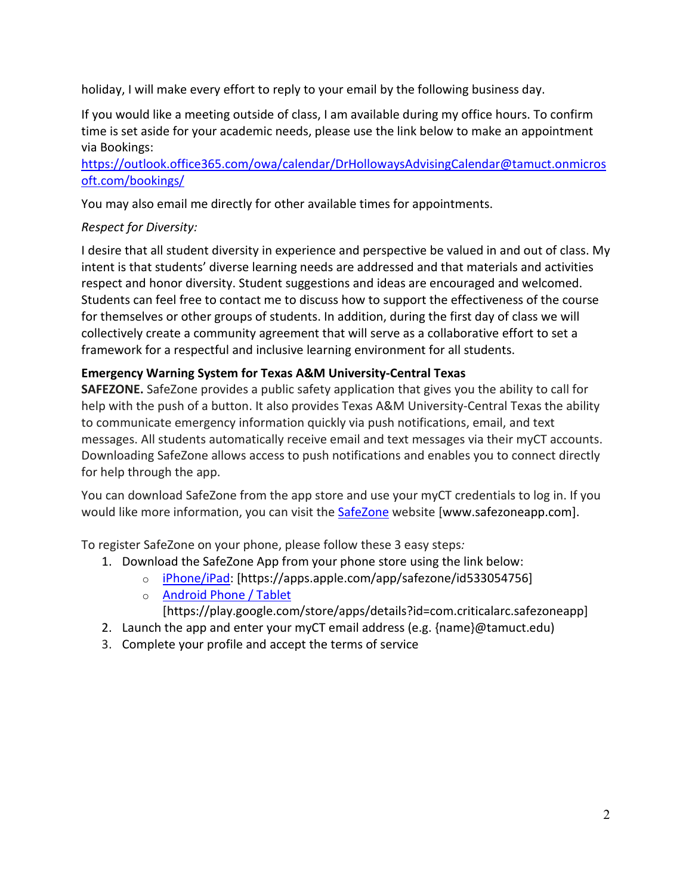holiday, I will make every effort to reply to your email by the following business day.

If you would like a meeting outside of class, I am available during my office hours. To confirm time is set aside for your academic needs, please use the link below to make an appointment via Bookings:
[https://outlook.office365.com/owa/calendar/DrHollowaysAdvisingCalendar@tamuct.onmicrosoft.com/bookings/](https://outlook.office365.com/owa/calendar/DrHollowaysAdvisingCalendar@tamuct.onmicrosoft.com/bookings/)

You may also email me directly for other available times for appointments.

*Respect for Diversity:*

I desire that all student diversity in experience and perspective be valued in and out of class. My intent is that students' diverse learning needs are addressed and that materials and activities respect and honor diversity. Student suggestions and ideas are encouraged and welcomed. Students can feel free to contact me to discuss how to support the effectiveness of the course for themselves or other groups of students. In addition, during the first day of class we will collectively create a community agreement that will serve as a collaborative effort to set a framework for a respectful and inclusive learning environment for all students.

**Emergency Warning System for Texas A&M University-Central Texas**

**SAFEZONE.** SafeZone provides a public safety application that gives you the ability to call for help with the push of a button. It also provides Texas A&M University-Central Texas the ability to communicate emergency information quickly via push notifications, email, and text messages. All students automatically receive email and text messages via their myCT accounts. Downloading SafeZone allows access to push notifications and enables you to connect directly for help through the app.

You can download SafeZone from the app store and use your myCT credentials to log in. If you would like more information, you can visit the [SafeZone](http://www.safezoneapp.com) website [www.safezoneapp.com].

To register SafeZone on your phone, please follow these 3 easy steps*:*

1. Download the SafeZone App from your phone store using the link below:
   - [iPhone/iPad](https://apps.apple.com/app/safezone/id533054756): [https://apps.apple.com/app/safezone/id533054756]
   - [Android Phone / Tablet](https://play.google.com/store/apps/details?id=com.criticalarc.safezoneapp) [https://play.google.com/store/apps/details?id=com.criticalarc.safezoneapp]
2. Launch the app and enter your myCT email address (e.g. {name}@tamuct.edu)
3. Complete your profile and accept the terms of service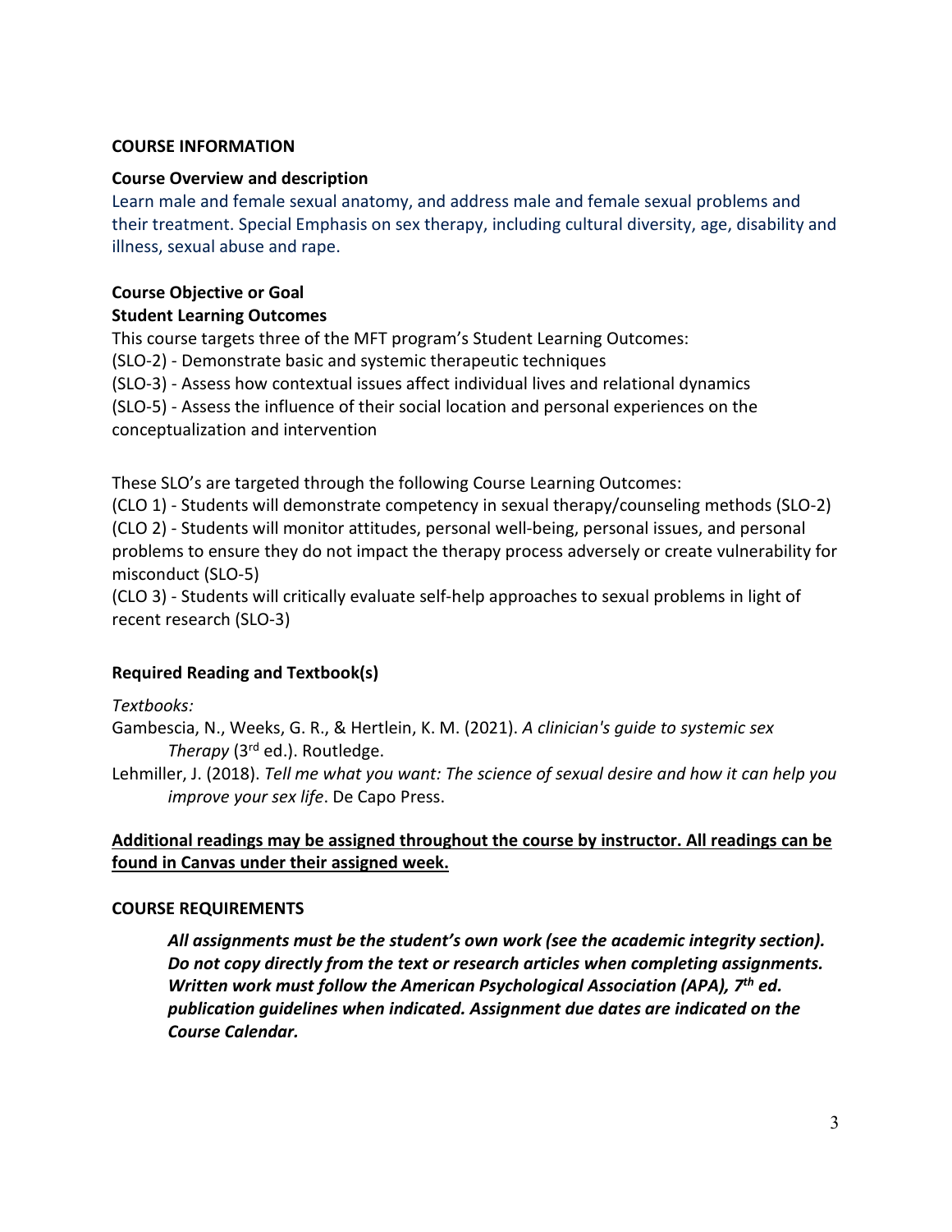## COURSE INFORMATION

### Course Overview and description

Learn male and female sexual anatomy, and address male and female sexual problems and their treatment. Special Emphasis on sex therapy, including cultural diversity, age, disability and illness, sexual abuse and rape.

### Course Objective or Goal

### Student Learning Outcomes

This course targets three of the MFT program's Student Learning Outcomes:
(SLO-2) - Demonstrate basic and systemic therapeutic techniques
(SLO-3) - Assess how contextual issues affect individual lives and relational dynamics
(SLO-5) - Assess the influence of their social location and personal experiences on the conceptualization and intervention

These SLO's are targeted through the following Course Learning Outcomes:
(CLO 1) - Students will demonstrate competency in sexual therapy/counseling methods (SLO-2)
(CLO 2) - Students will monitor attitudes, personal well-being, personal issues, and personal problems to ensure they do not impact the therapy process adversely or create vulnerability for misconduct (SLO-5)
(CLO 3) - Students will critically evaluate self-help approaches to sexual problems in light of recent research (SLO-3)

### Required Reading and Textbook(s)

*Textbooks:*

Gambescia, N., Weeks, G. R., & Hertlein, K. M. (2021). *A clinician's guide to systemic sex Therapy* (3rd ed.). Routledge.

Lehmiller, J. (2018). *Tell me what you want: The science of sexual desire and how it can help you improve your sex life*. De Capo Press.

**<u>Additional readings may be assigned throughout the course by instructor. All readings can be found in Canvas under their assigned week.</u>**

## COURSE REQUIREMENTS

***All assignments must be the student's own work (see the academic integrity section). Do not copy directly from the text or research articles when completing assignments. Written work must follow the American Psychological Association (APA), 7th ed. publication guidelines when indicated. Assignment due dates are indicated on the Course Calendar.***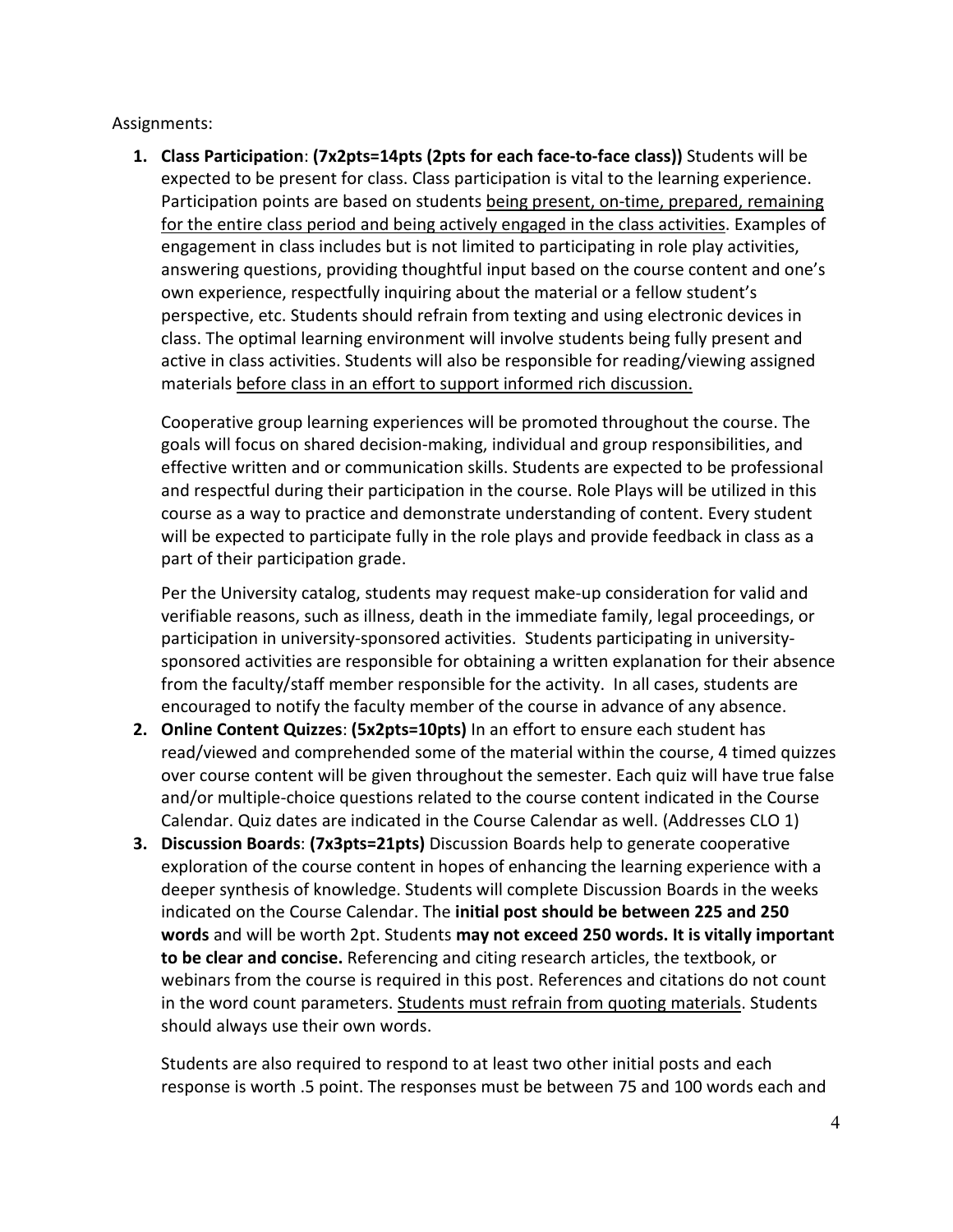Assignments:

1. **Class Participation**: **(7x2pts=14pts (2pts for each face-to-face class))** Students will be expected to be present for class. Class participation is vital to the learning experience. Participation points are based on students <u>being present, on-time, prepared, remaining for the entire class period and being actively engaged in the class activities</u>. Examples of engagement in class includes but is not limited to participating in role play activities, answering questions, providing thoughtful input based on the course content and one's own experience, respectfully inquiring about the material or a fellow student's perspective, etc. Students should refrain from texting and using electronic devices in class. The optimal learning environment will involve students being fully present and active in class activities. Students will also be responsible for reading/viewing assigned materials <u>before class in an effort to support informed rich discussion.</u>

   Cooperative group learning experiences will be promoted throughout the course. The goals will focus on shared decision-making, individual and group responsibilities, and effective written and or communication skills. Students are expected to be professional and respectful during their participation in the course. Role Plays will be utilized in this course as a way to practice and demonstrate understanding of content. Every student will be expected to participate fully in the role plays and provide feedback in class as a part of their participation grade.

   Per the University catalog, students may request make-up consideration for valid and verifiable reasons, such as illness, death in the immediate family, legal proceedings, or participation in university-sponsored activities. Students participating in university-sponsored activities are responsible for obtaining a written explanation for their absence from the faculty/staff member responsible for the activity. In all cases, students are encouraged to notify the faculty member of the course in advance of any absence.

2. **Online Content Quizzes**: **(5x2pts=10pts)** In an effort to ensure each student has read/viewed and comprehended some of the material within the course, 4 timed quizzes over course content will be given throughout the semester. Each quiz will have true false and/or multiple-choice questions related to the course content indicated in the Course Calendar. Quiz dates are indicated in the Course Calendar as well. (Addresses CLO 1)

3. **Discussion Boards**: **(7x3pts=21pts)** Discussion Boards help to generate cooperative exploration of the course content in hopes of enhancing the learning experience with a deeper synthesis of knowledge. Students will complete Discussion Boards in the weeks indicated on the Course Calendar. The **initial post should be between 225 and 250 words** and will be worth 2pt. Students **may not exceed 250 words. It is vitally important to be clear and concise.** Referencing and citing research articles, the textbook, or webinars from the course is required in this post. References and citations do not count in the word count parameters. <u>Students must refrain from quoting materials</u>. Students should always use their own words.

   Students are also required to respond to at least two other initial posts and each response is worth .5 point. The responses must be between 75 and 100 words each and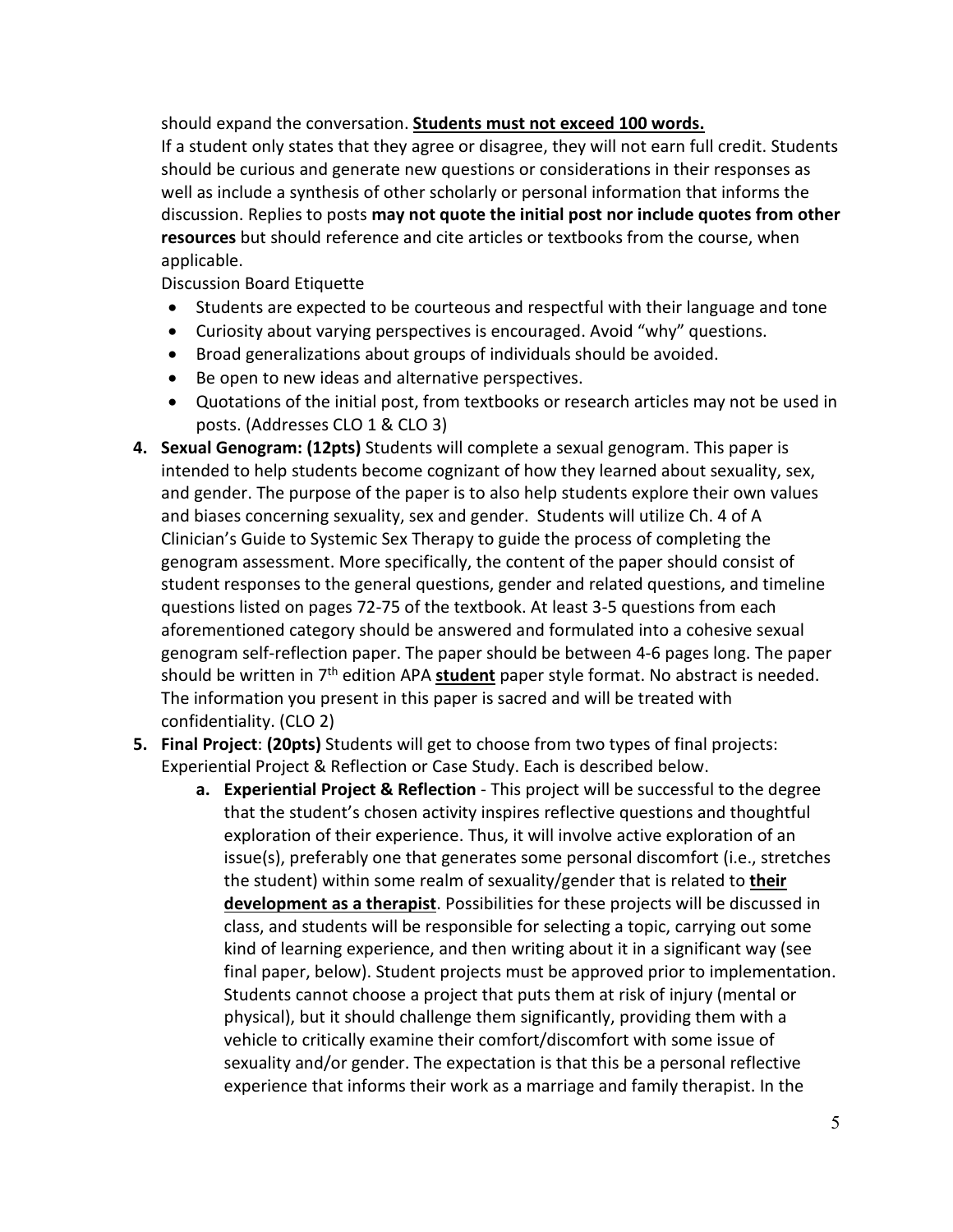should expand the conversation. **Students must not exceed 100 words.**

If a student only states that they agree or disagree, they will not earn full credit. Students should be curious and generate new questions or considerations in their responses as well as include a synthesis of other scholarly or personal information that informs the discussion. Replies to posts **may not quote the initial post nor include quotes from other resources** but should reference and cite articles or textbooks from the course, when applicable.

Discussion Board Etiquette

- Students are expected to be courteous and respectful with their language and tone
- Curiosity about varying perspectives is encouraged. Avoid "why" questions.
- Broad generalizations about groups of individuals should be avoided.
- Be open to new ideas and alternative perspectives.
- Quotations of the initial post, from textbooks or research articles may not be used in posts. (Addresses CLO 1 & CLO 3)

4. **Sexual Genogram: (12pts)** Students will complete a sexual genogram. This paper is intended to help students become cognizant of how they learned about sexuality, sex, and gender. The purpose of the paper is to also help students explore their own values and biases concerning sexuality, sex and gender. Students will utilize Ch. 4 of A Clinician's Guide to Systemic Sex Therapy to guide the process of completing the genogram assessment. More specifically, the content of the paper should consist of student responses to the general questions, gender and related questions, and timeline questions listed on pages 72-75 of the textbook. At least 3-5 questions from each aforementioned category should be answered and formulated into a cohesive sexual genogram self-reflection paper. The paper should be between 4-6 pages long. The paper should be written in 7th edition APA **student** paper style format. No abstract is needed. The information you present in this paper is sacred and will be treated with confidentiality. (CLO 2)
5. **Final Project**: **(20pts)** Students will get to choose from two types of final projects: Experiential Project & Reflection or Case Study. Each is described below.
   a. **Experiential Project & Reflection** - This project will be successful to the degree that the student's chosen activity inspires reflective questions and thoughtful exploration of their experience. Thus, it will involve active exploration of an issue(s), preferably one that generates some personal discomfort (i.e., stretches the student) within some realm of sexuality/gender that is related to **their development as a therapist**. Possibilities for these projects will be discussed in class, and students will be responsible for selecting a topic, carrying out some kind of learning experience, and then writing about it in a significant way (see final paper, below). Student projects must be approved prior to implementation. Students cannot choose a project that puts them at risk of injury (mental or physical), but it should challenge them significantly, providing them with a vehicle to critically examine their comfort/discomfort with some issue of sexuality and/or gender. The expectation is that this be a personal reflective experience that informs their work as a marriage and family therapist. In the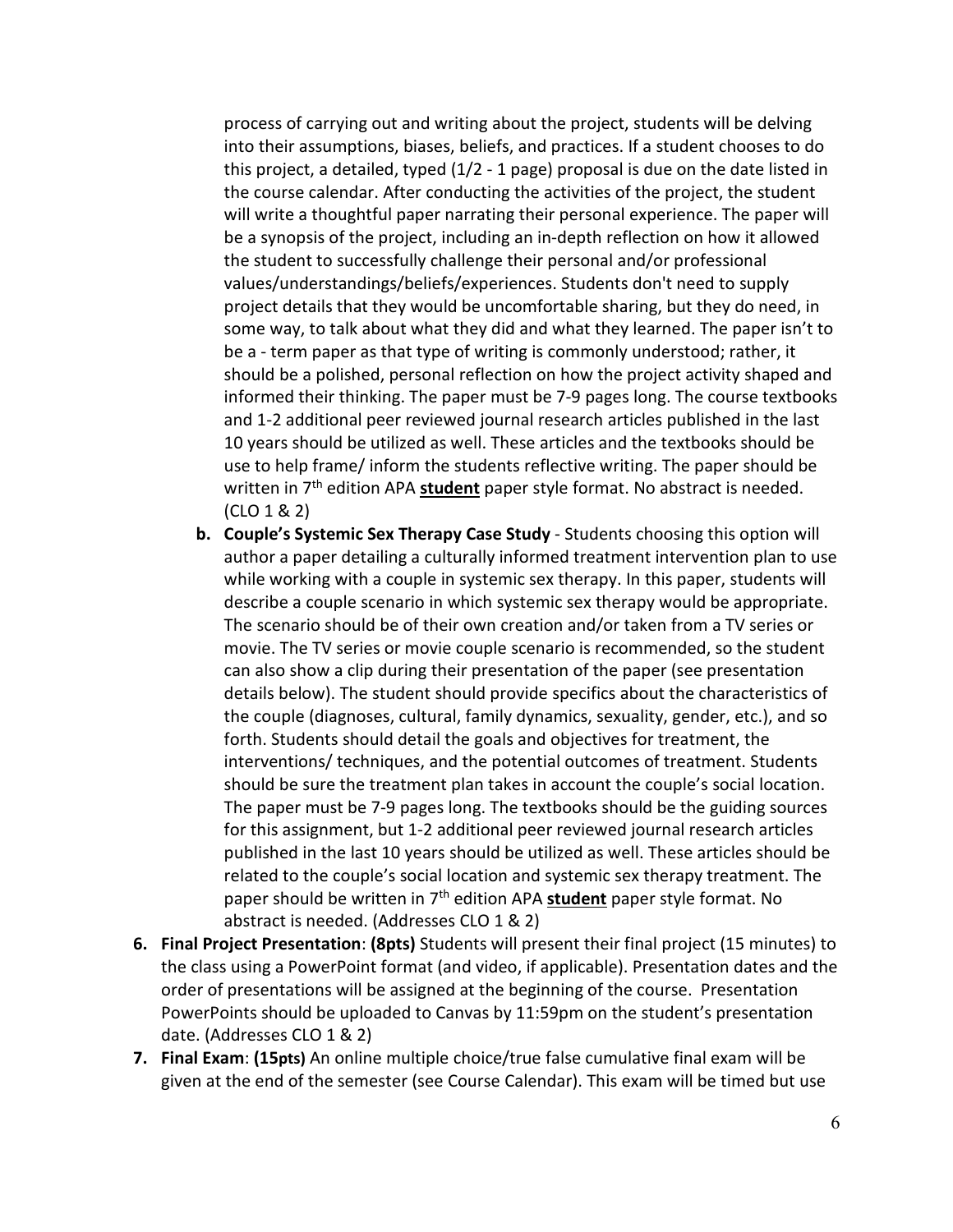process of carrying out and writing about the project, students will be delving into their assumptions, biases, beliefs, and practices. If a student chooses to do this project, a detailed, typed (1/2 - 1 page) proposal is due on the date listed in the course calendar. After conducting the activities of the project, the student will write a thoughtful paper narrating their personal experience. The paper will be a synopsis of the project, including an in-depth reflection on how it allowed the student to successfully challenge their personal and/or professional values/understandings/beliefs/experiences. Students don't need to supply project details that they would be uncomfortable sharing, but they do need, in some way, to talk about what they did and what they learned. The paper isn't to be a - term paper as that type of writing is commonly understood; rather, it should be a polished, personal reflection on how the project activity shaped and informed their thinking. The paper must be 7-9 pages long. The course textbooks and 1-2 additional peer reviewed journal research articles published in the last 10 years should be utilized as well. These articles and the textbooks should be use to help frame/ inform the students reflective writing. The paper should be written in 7th edition APA **student** paper style format. No abstract is needed. (CLO 1 & 2)

   b. **Couple's Systemic Sex Therapy Case Study** - Students choosing this option will author a paper detailing a culturally informed treatment intervention plan to use while working with a couple in systemic sex therapy. In this paper, students will describe a couple scenario in which systemic sex therapy would be appropriate. The scenario should be of their own creation and/or taken from a TV series or movie. The TV series or movie couple scenario is recommended, so the student can also show a clip during their presentation of the paper (see presentation details below). The student should provide specifics about the characteristics of the couple (diagnoses, cultural, family dynamics, sexuality, gender, etc.), and so forth. Students should detail the goals and objectives for treatment, the interventions/ techniques, and the potential outcomes of treatment. Students should be sure the treatment plan takes in account the couple's social location. The paper must be 7-9 pages long. The textbooks should be the guiding sources for this assignment, but 1-2 additional peer reviewed journal research articles published in the last 10 years should be utilized as well. These articles should be related to the couple's social location and systemic sex therapy treatment. The paper should be written in 7th edition APA **student** paper style format. No abstract is needed. (Addresses CLO 1 & 2)

6. **Final Project Presentation**: **(8pts)** Students will present their final project (15 minutes) to the class using a PowerPoint format (and video, if applicable). Presentation dates and the order of presentations will be assigned at the beginning of the course. Presentation PowerPoints should be uploaded to Canvas by 11:59pm on the student's presentation date. (Addresses CLO 1 & 2)

7. **Final Exam**: **(15pts)** An online multiple choice/true false cumulative final exam will be given at the end of the semester (see Course Calendar). This exam will be timed but use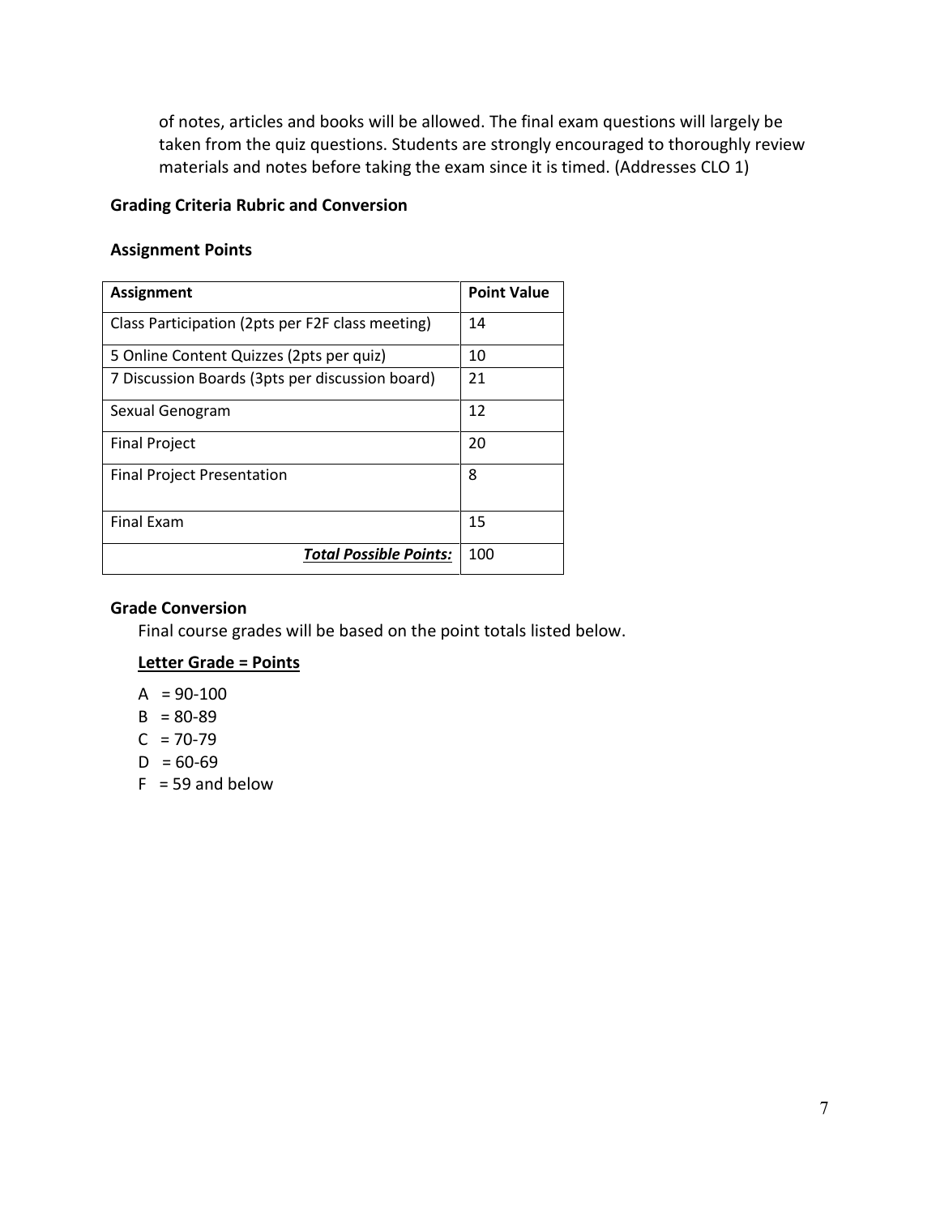of notes, articles and books will be allowed. The final exam questions will largely be taken from the quiz questions. Students are strongly encouraged to thoroughly review materials and notes before taking the exam since it is timed. (Addresses CLO 1)

### Grading Criteria Rubric and Conversion

### Assignment Points

| Assignment | Point Value |
|---|---|
| Class Participation (2pts per F2F class meeting) | 14 |
| 5 Online Content Quizzes (2pts per quiz) | 10 |
| 7 Discussion Boards (3pts per discussion board) | 21 |
| Sexual Genogram | 12 |
| Final Project | 20 |
| Final Project Presentation | 8 |
| Final Exam | 15 |
| ***Total Possible Points:*** | 100 |

### Grade Conversion

Final course grades will be based on the point totals listed below.

**Letter Grade = Points**

A = 90-100
B = 80-89
C = 70-79
D = 60-69
F = 59 and below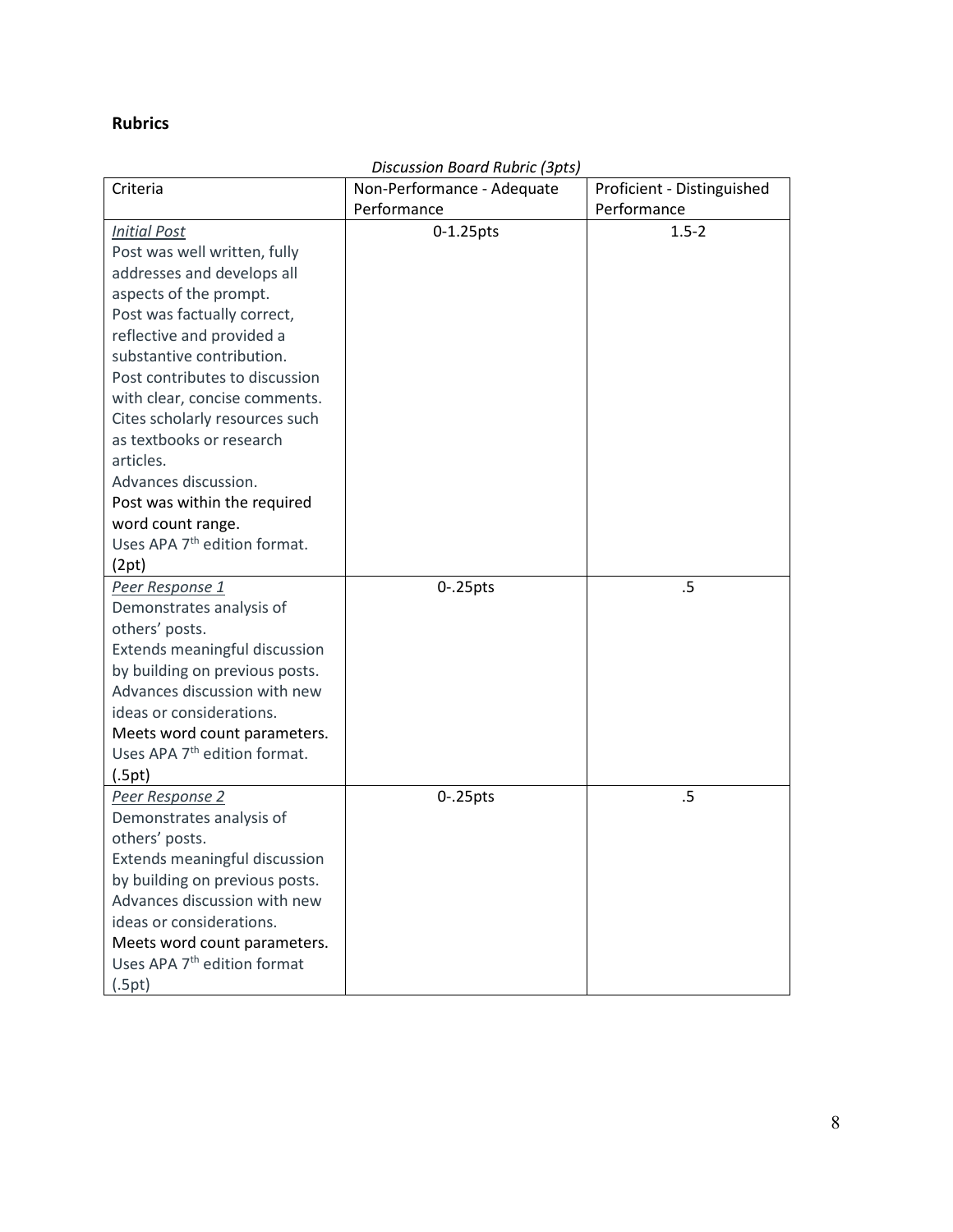## Rubrics

*Discussion Board Rubric (3pts)*

| Criteria | Non-Performance - Adequate Performance | Proficient - Distinguished Performance |
|---|---|---|
| *Initial Post*<br>Post was well written, fully addresses and develops all aspects of the prompt.<br>Post was factually correct, reflective and provided a substantive contribution.<br>Post contributes to discussion with clear, concise comments.<br>Cites scholarly resources such as textbooks or research articles.<br>Advances discussion.<br>Post was within the required word count range.<br>Uses APA 7th edition format.<br>(2pt) | 0-1.25pts | 1.5-2 |
| *Peer Response 1*<br>Demonstrates analysis of others' posts.<br>Extends meaningful discussion by building on previous posts.<br>Advances discussion with new ideas or considerations.<br>Meets word count parameters.<br>Uses APA 7th edition format.<br>(.5pt) | 0-.25pts | .5 |
| *Peer Response 2*<br>Demonstrates analysis of others' posts.<br>Extends meaningful discussion by building on previous posts.<br>Advances discussion with new ideas or considerations.<br>Meets word count parameters.<br>Uses APA 7th edition format<br>(.5pt) | 0-.25pts | .5 |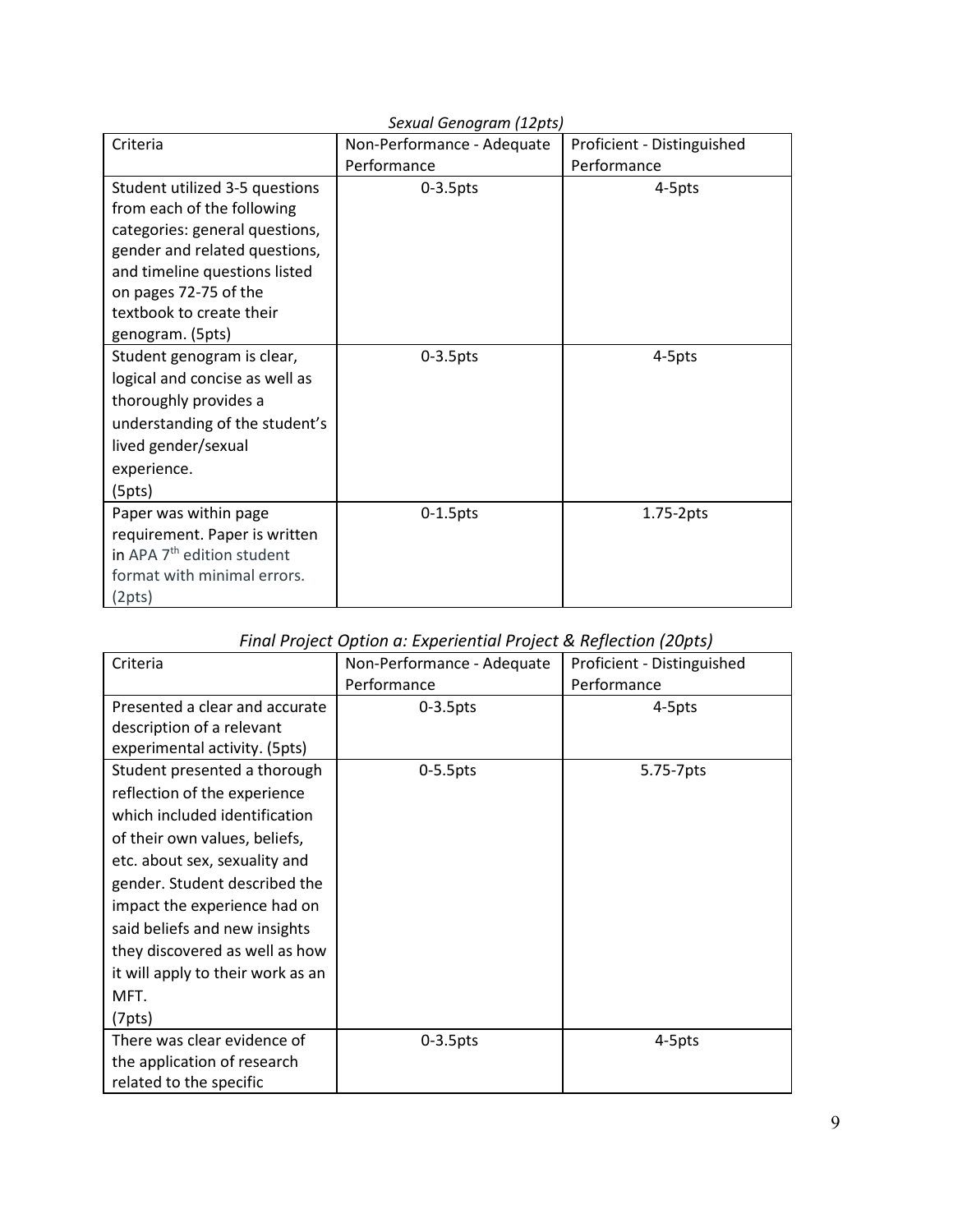*Sexual Genogram (12pts)*

| Criteria | Non-Performance - Adequate Performance | Proficient - Distinguished Performance |
| --- | --- | --- |
| Student utilized 3-5 questions from each of the following categories: general questions, gender and related questions, and timeline questions listed on pages 72-75 of the textbook to create their genogram. (5pts) | 0-3.5pts | 4-5pts |
| Student genogram is clear, logical and concise as well as thoroughly provides a understanding of the student's lived gender/sexual experience. (5pts) | 0-3.5pts | 4-5pts |
| Paper was within page requirement. Paper is written in APA 7th edition student format with minimal errors. (2pts) | 0-1.5pts | 1.75-2pts |

*Final Project Option a: Experiential Project & Reflection (20pts)*

| Criteria | Non-Performance - Adequate Performance | Proficient - Distinguished Performance |
| --- | --- | --- |
| Presented a clear and accurate description of a relevant experimental activity. (5pts) | 0-3.5pts | 4-5pts |
| Student presented a thorough reflection of the experience which included identification of their own values, beliefs, etc. about sex, sexuality and gender. Student described the impact the experience had on said beliefs and new insights they discovered as well as how it will apply to their work as an MFT. (7pts) | 0-5.5pts | 5.75-7pts |
| There was clear evidence of the application of research related to the specific | 0-3.5pts | 4-5pts |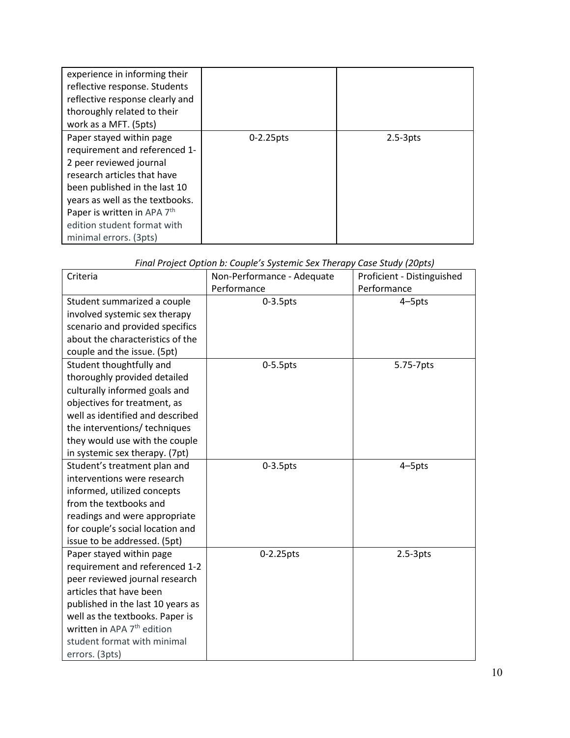| | | |
|---|---|---|
| experience in informing their reflective response. Students reflective response clearly and thoroughly related to their work as a MFT. (5pts) | | |
| Paper stayed within page requirement and referenced 1-2 peer reviewed journal research articles that have been published in the last 10 years as well as the textbooks. Paper is written in APA 7th edition student format with minimal errors. (3pts) | 0-2.25pts | 2.5-3pts |

*Final Project Option b: Couple's Systemic Sex Therapy Case Study (20pts)*

| Criteria | Non-Performance - Adequate Performance | Proficient - Distinguished Performance |
|---|---|---|
| Student summarized a couple involved systemic sex therapy scenario and provided specifics about the characteristics of the couple and the issue. (5pt) | 0-3.5pts | 4–5pts |
| Student thoughtfully and thoroughly provided detailed culturally informed goals and objectives for treatment, as well as identified and described the interventions/ techniques they would use with the couple in systemic sex therapy. (7pt) | 0-5.5pts | 5.75-7pts |
| Student's treatment plan and interventions were research informed, utilized concepts from the textbooks and readings and were appropriate for couple's social location and issue to be addressed. (5pt) | 0-3.5pts | 4–5pts |
| Paper stayed within page requirement and referenced 1-2 peer reviewed journal research articles that have been published in the last 10 years as well as the textbooks. Paper is written in APA 7th edition student format with minimal errors. (3pts) | 0-2.25pts | 2.5-3pts |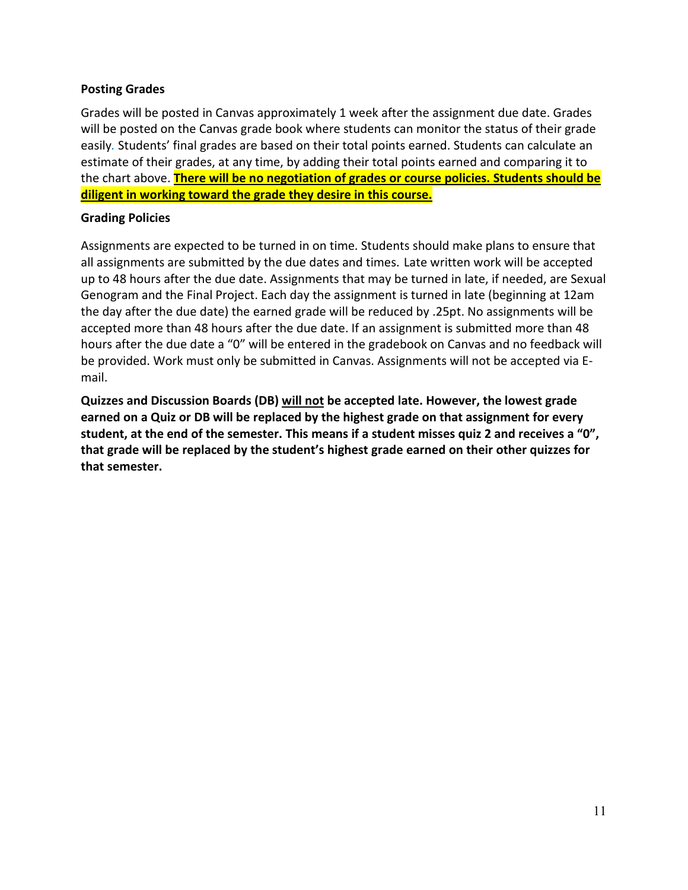**Posting Grades**

Grades will be posted in Canvas approximately 1 week after the assignment due date. Grades will be posted on the Canvas grade book where students can monitor the status of their grade easily. Students' final grades are based on their total points earned. Students can calculate an estimate of their grades, at any time, by adding their total points earned and comparing it to the chart above. **There will be no negotiation of grades or course policies. Students should be diligent in working toward the grade they desire in this course.**

**Grading Policies**

Assignments are expected to be turned in on time. Students should make plans to ensure that all assignments are submitted by the due dates and times. Late written work will be accepted up to 48 hours after the due date. Assignments that may be turned in late, if needed, are Sexual Genogram and the Final Project. Each day the assignment is turned in late (beginning at 12am the day after the due date) the earned grade will be reduced by .25pt. No assignments will be accepted more than 48 hours after the due date. If an assignment is submitted more than 48 hours after the due date a "0" will be entered in the gradebook on Canvas and no feedback will be provided. Work must only be submitted in Canvas. Assignments will not be accepted via E-mail.

**Quizzes and Discussion Boards (DB) will not be accepted late. However, the lowest grade earned on a Quiz or DB will be replaced by the highest grade on that assignment for every student, at the end of the semester. This means if a student misses quiz 2 and receives a "0", that grade will be replaced by the student's highest grade earned on their other quizzes for that semester.**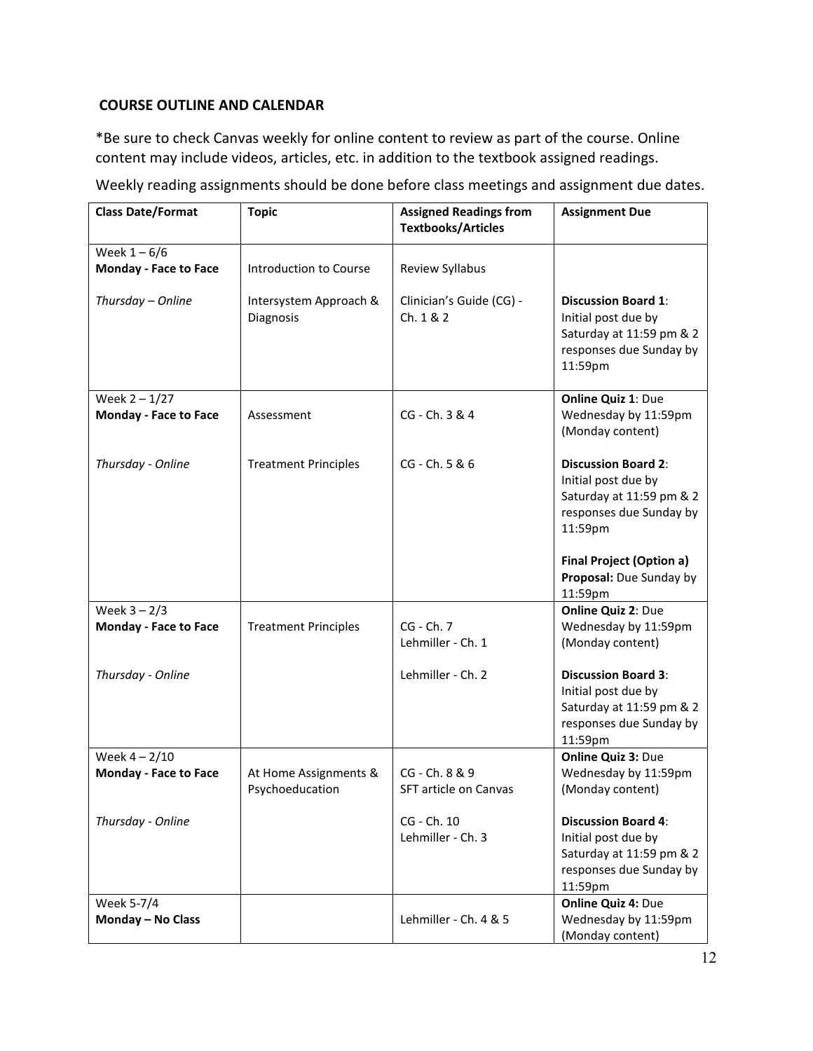## COURSE OUTLINE AND CALENDAR

*Be sure to check Canvas weekly for online content to review as part of the course. Online content may include videos, articles, etc. in addition to the textbook assigned readings.

Weekly reading assignments should be done before class meetings and assignment due dates.

| Class Date/Format | Topic | Assigned Readings from Textbooks/Articles | Assignment Due |
|---|---|---|---|
| Week 1 – 6/6<br>**Monday - Face to Face** | Introduction to Course | Review Syllabus | |
| *Thursday – Online* | Intersystem Approach & Diagnosis | Clinician's Guide (CG) - Ch. 1 & 2 | **Discussion Board 1**: Initial post due by Saturday at 11:59 pm & 2 responses due Sunday by 11:59pm |
| Week 2 – 1/27<br>**Monday - Face to Face** | Assessment | CG - Ch. 3 & 4 | **Online Quiz 1**: Due Wednesday by 11:59pm (Monday content) |
| *Thursday - Online* | Treatment Principles | CG - Ch. 5 & 6 | **Discussion Board 2**: Initial post due by Saturday at 11:59 pm & 2 responses due Sunday by 11:59pm<br><br>**Final Project (Option a) Proposal:** Due Sunday by 11:59pm |
| Week 3 – 2/3<br>**Monday - Face to Face** | Treatment Principles | CG - Ch. 7<br>Lehmiller - Ch. 1 | **Online Quiz 2**: Due Wednesday by 11:59pm (Monday content) |
| *Thursday - Online* | | Lehmiller - Ch. 2 | **Discussion Board 3**: Initial post due by Saturday at 11:59 pm & 2 responses due Sunday by 11:59pm |
| Week 4 – 2/10<br>**Monday - Face to Face** | At Home Assignments & Psychoeducation | CG - Ch. 8 & 9<br>SFT article on Canvas | **Online Quiz 3:** Due Wednesday by 11:59pm (Monday content) |
| *Thursday - Online* | | CG - Ch. 10<br>Lehmiller - Ch. 3 | **Discussion Board 4**: Initial post due by Saturday at 11:59 pm & 2 responses due Sunday by 11:59pm |
| Week 5-7/4<br>**Monday – No Class** | | Lehmiller - Ch. 4 & 5 | **Online Quiz 4:** Due Wednesday by 11:59pm (Monday content) |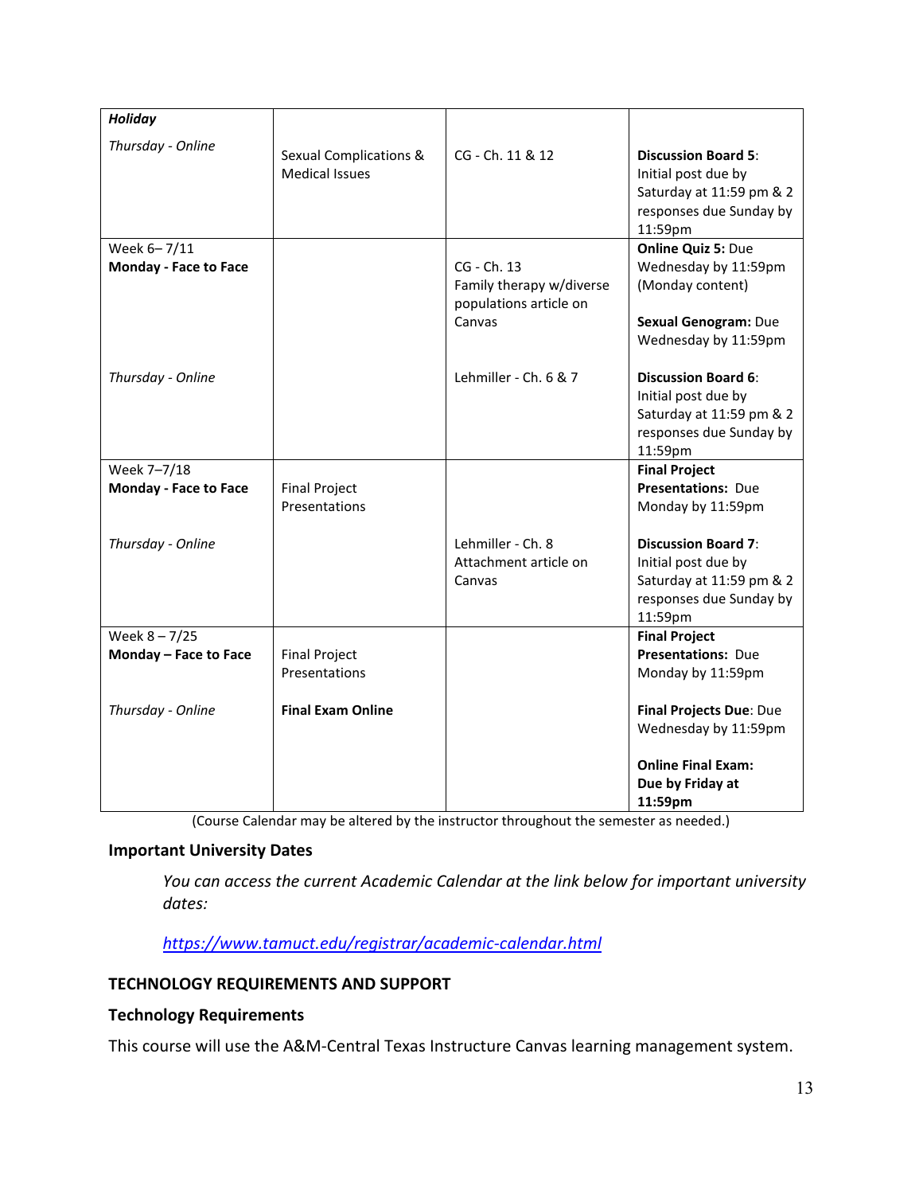| | | | |
|---|---|---|---|
| ***Holiday*** <br><br> *Thursday - Online* | Sexual Complications & Medical Issues | CG - Ch. 11 & 12 | **Discussion Board 5**: Initial post due by Saturday at 11:59 pm & 2 responses due Sunday by 11:59pm |
| Week 6– 7/11 <br> **Monday - Face to Face** | | CG - Ch. 13 <br> Family therapy w/diverse populations article on Canvas | **Online Quiz 5:** Due Wednesday by 11:59pm (Monday content) <br><br> **Sexual Genogram:** Due Wednesday by 11:59pm |
| *Thursday - Online* | | Lehmiller - Ch. 6 & 7 | **Discussion Board 6**: Initial post due by Saturday at 11:59 pm & 2 responses due Sunday by 11:59pm |
| Week 7–7/18 <br> **Monday - Face to Face** | Final Project Presentations | | **Final Project Presentations:** Due Monday by 11:59pm |
| *Thursday - Online* | | Lehmiller - Ch. 8 <br> Attachment article on Canvas | **Discussion Board 7**: Initial post due by Saturday at 11:59 pm & 2 responses due Sunday by 11:59pm |
| Week 8 – 7/25 <br> **Monday – Face to Face** | Final Project Presentations | | **Final Project Presentations:** Due Monday by 11:59pm |
| *Thursday - Online* | **Final Exam Online** | | **Final Projects Due**: Due Wednesday by 11:59pm <br><br> **Online Final Exam: Due by Friday at 11:59pm** |

(Course Calendar may be altered by the instructor throughout the semester as needed.)

### Important University Dates

*You can access the current Academic Calendar at the link below for important university dates:*

*https://www.tamuct.edu/registrar/academic-calendar.html*

## TECHNOLOGY REQUIREMENTS AND SUPPORT

### Technology Requirements

This course will use the A&M-Central Texas Instructure Canvas learning management system.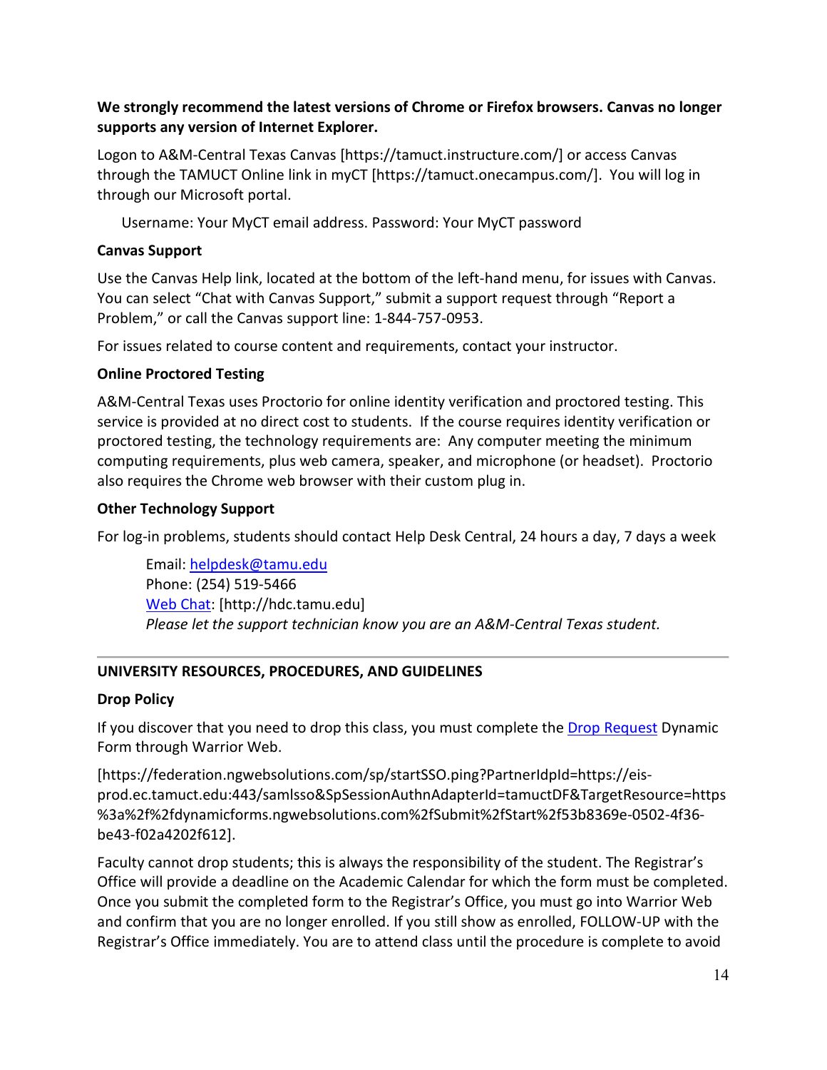**We strongly recommend the latest versions of Chrome or Firefox browsers. Canvas no longer supports any version of Internet Explorer.**

Logon to A&M-Central Texas Canvas [https://tamuct.instructure.com/] or access Canvas through the TAMUCT Online link in myCT [https://tamuct.onecampus.com/]. You will log in through our Microsoft portal.

Username: Your MyCT email address. Password: Your MyCT password

**Canvas Support**

Use the Canvas Help link, located at the bottom of the left-hand menu, for issues with Canvas. You can select "Chat with Canvas Support," submit a support request through "Report a Problem," or call the Canvas support line: 1-844-757-0953.

For issues related to course content and requirements, contact your instructor.

**Online Proctored Testing**

A&M-Central Texas uses Proctorio for online identity verification and proctored testing. This service is provided at no direct cost to students. If the course requires identity verification or proctored testing, the technology requirements are: Any computer meeting the minimum computing requirements, plus web camera, speaker, and microphone (or headset). Proctorio also requires the Chrome web browser with their custom plug in.

**Other Technology Support**

For log-in problems, students should contact Help Desk Central, 24 hours a day, 7 days a week

Email: helpdesk@tamu.edu
Phone: (254) 519-5466
Web Chat: [http://hdc.tamu.edu]
*Please let the support technician know you are an A&M-Central Texas student.*

---

**UNIVERSITY RESOURCES, PROCEDURES, AND GUIDELINES**

**Drop Policy**

If you discover that you need to drop this class, you must complete the Drop Request Dynamic Form through Warrior Web.

[https://federation.ngwebsolutions.com/sp/startSSO.ping?PartnerIdpId=https://eis-prod.ec.tamuct.edu:443/samlsso&SpSessionAuthnAdapterId=tamuctDF&TargetResource=https%3a%2f%2fdynamicforms.ngwebsolutions.com%2fSubmit%2fStart%2f53b8369e-0502-4f36-be43-f02a4202f612].

Faculty cannot drop students; this is always the responsibility of the student. The Registrar's Office will provide a deadline on the Academic Calendar for which the form must be completed. Once you submit the completed form to the Registrar's Office, you must go into Warrior Web and confirm that you are no longer enrolled. If you still show as enrolled, FOLLOW-UP with the Registrar's Office immediately. You are to attend class until the procedure is complete to avoid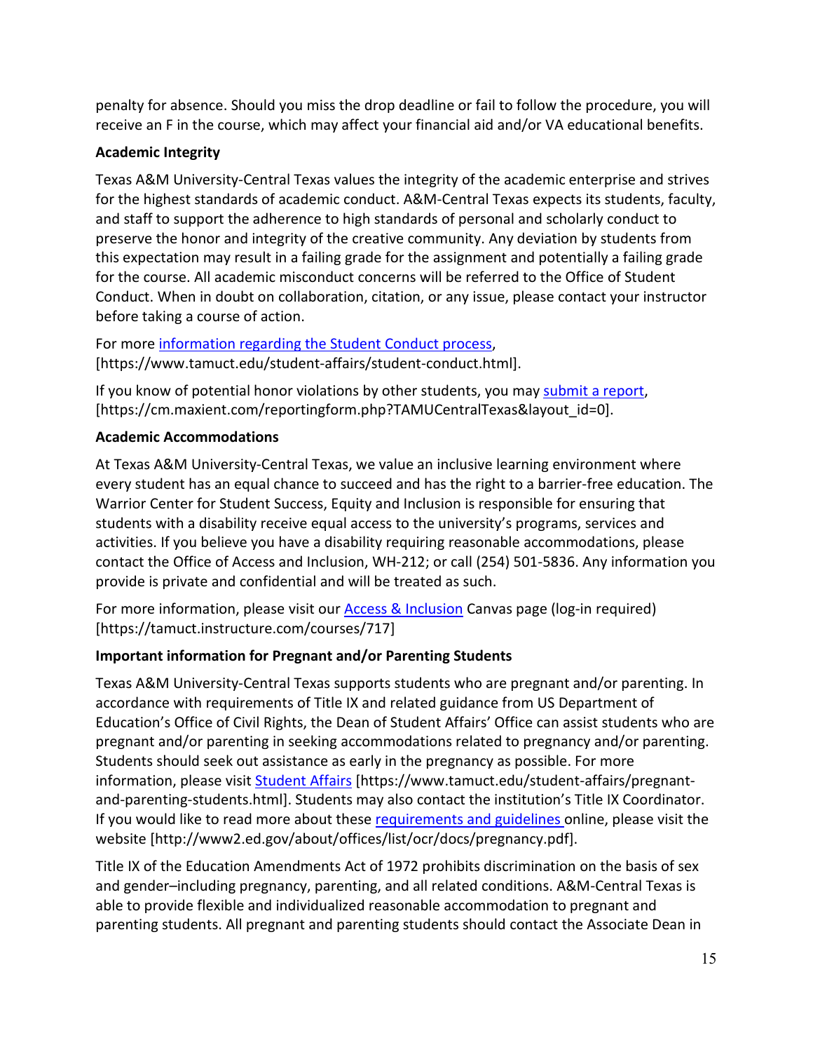penalty for absence. Should you miss the drop deadline or fail to follow the procedure, you will receive an F in the course, which may affect your financial aid and/or VA educational benefits.

**Academic Integrity**

Texas A&M University-Central Texas values the integrity of the academic enterprise and strives for the highest standards of academic conduct. A&M-Central Texas expects its students, faculty, and staff to support the adherence to high standards of personal and scholarly conduct to preserve the honor and integrity of the creative community. Any deviation by students from this expectation may result in a failing grade for the assignment and potentially a failing grade for the course. All academic misconduct concerns will be referred to the Office of Student Conduct. When in doubt on collaboration, citation, or any issue, please contact your instructor before taking a course of action.

For more information regarding the Student Conduct process, [https://www.tamuct.edu/student-affairs/student-conduct.html].

If you know of potential honor violations by other students, you may submit a report, [https://cm.maxient.com/reportingform.php?TAMUCentralTexas&layout_id=0].

**Academic Accommodations**

At Texas A&M University-Central Texas, we value an inclusive learning environment where every student has an equal chance to succeed and has the right to a barrier-free education. The Warrior Center for Student Success, Equity and Inclusion is responsible for ensuring that students with a disability receive equal access to the university's programs, services and activities. If you believe you have a disability requiring reasonable accommodations, please contact the Office of Access and Inclusion, WH-212; or call (254) 501-5836. Any information you provide is private and confidential and will be treated as such.

For more information, please visit our Access & Inclusion Canvas page (log-in required) [https://tamuct.instructure.com/courses/717]

**Important information for Pregnant and/or Parenting Students**

Texas A&M University-Central Texas supports students who are pregnant and/or parenting. In accordance with requirements of Title IX and related guidance from US Department of Education's Office of Civil Rights, the Dean of Student Affairs' Office can assist students who are pregnant and/or parenting in seeking accommodations related to pregnancy and/or parenting. Students should seek out assistance as early in the pregnancy as possible. For more information, please visit Student Affairs [https://www.tamuct.edu/student-affairs/pregnant-and-parenting-students.html]. Students may also contact the institution's Title IX Coordinator. If you would like to read more about these requirements and guidelines online, please visit the website [http://www2.ed.gov/about/offices/list/ocr/docs/pregnancy.pdf].

Title IX of the Education Amendments Act of 1972 prohibits discrimination on the basis of sex and gender–including pregnancy, parenting, and all related conditions. A&M-Central Texas is able to provide flexible and individualized reasonable accommodation to pregnant and parenting students. All pregnant and parenting students should contact the Associate Dean in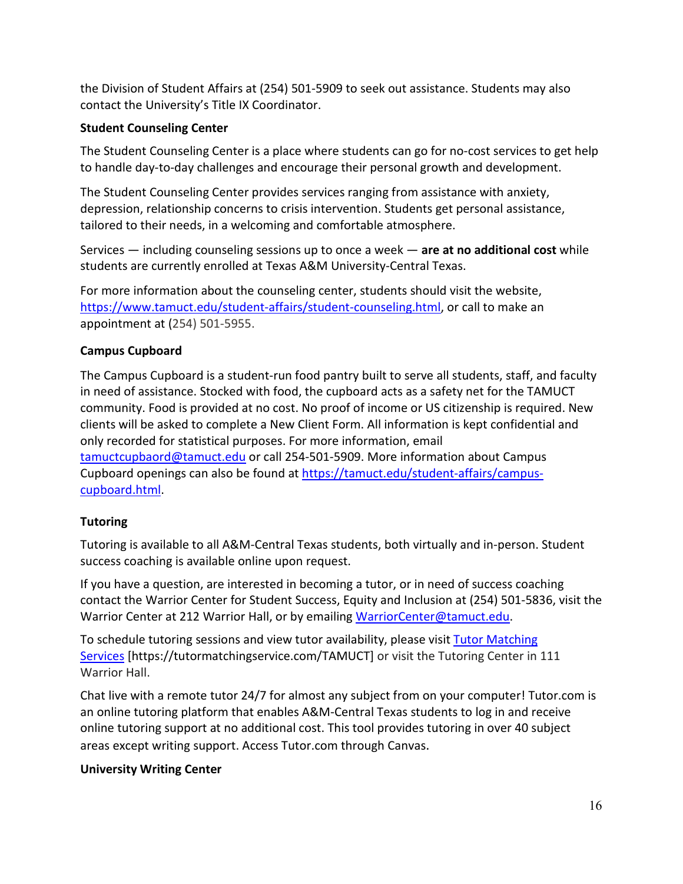the Division of Student Affairs at (254) 501-5909 to seek out assistance. Students may also contact the University's Title IX Coordinator.

**Student Counseling Center**

The Student Counseling Center is a place where students can go for no-cost services to get help to handle day-to-day challenges and encourage their personal growth and development.

The Student Counseling Center provides services ranging from assistance with anxiety, depression, relationship concerns to crisis intervention. Students get personal assistance, tailored to their needs, in a welcoming and comfortable atmosphere.

Services — including counseling sessions up to once a week — **are at no additional cost** while students are currently enrolled at Texas A&M University-Central Texas.

For more information about the counseling center, students should visit the website, https://www.tamuct.edu/student-affairs/student-counseling.html, or call to make an appointment at (254) 501-5955.

**Campus Cupboard**

The Campus Cupboard is a student-run food pantry built to serve all students, staff, and faculty in need of assistance. Stocked with food, the cupboard acts as a safety net for the TAMUCT community. Food is provided at no cost. No proof of income or US citizenship is required. New clients will be asked to complete a New Client Form. All information is kept confidential and only recorded for statistical purposes. For more information, email tamuctcupbaord@tamuct.edu or call 254-501-5909. More information about Campus Cupboard openings can also be found at https://tamuct.edu/student-affairs/campus-cupboard.html.

**Tutoring**

Tutoring is available to all A&M-Central Texas students, both virtually and in-person. Student success coaching is available online upon request.

If you have a question, are interested in becoming a tutor, or in need of success coaching contact the Warrior Center for Student Success, Equity and Inclusion at (254) 501-5836, visit the Warrior Center at 212 Warrior Hall, or by emailing WarriorCenter@tamuct.edu.

To schedule tutoring sessions and view tutor availability, please visit Tutor Matching Services [https://tutormatchingservice.com/TAMUCT] or visit the Tutoring Center in 111 Warrior Hall.

Chat live with a remote tutor 24/7 for almost any subject from on your computer! Tutor.com is an online tutoring platform that enables A&M-Central Texas students to log in and receive online tutoring support at no additional cost. This tool provides tutoring in over 40 subject areas except writing support. Access Tutor.com through Canvas.

**University Writing Center**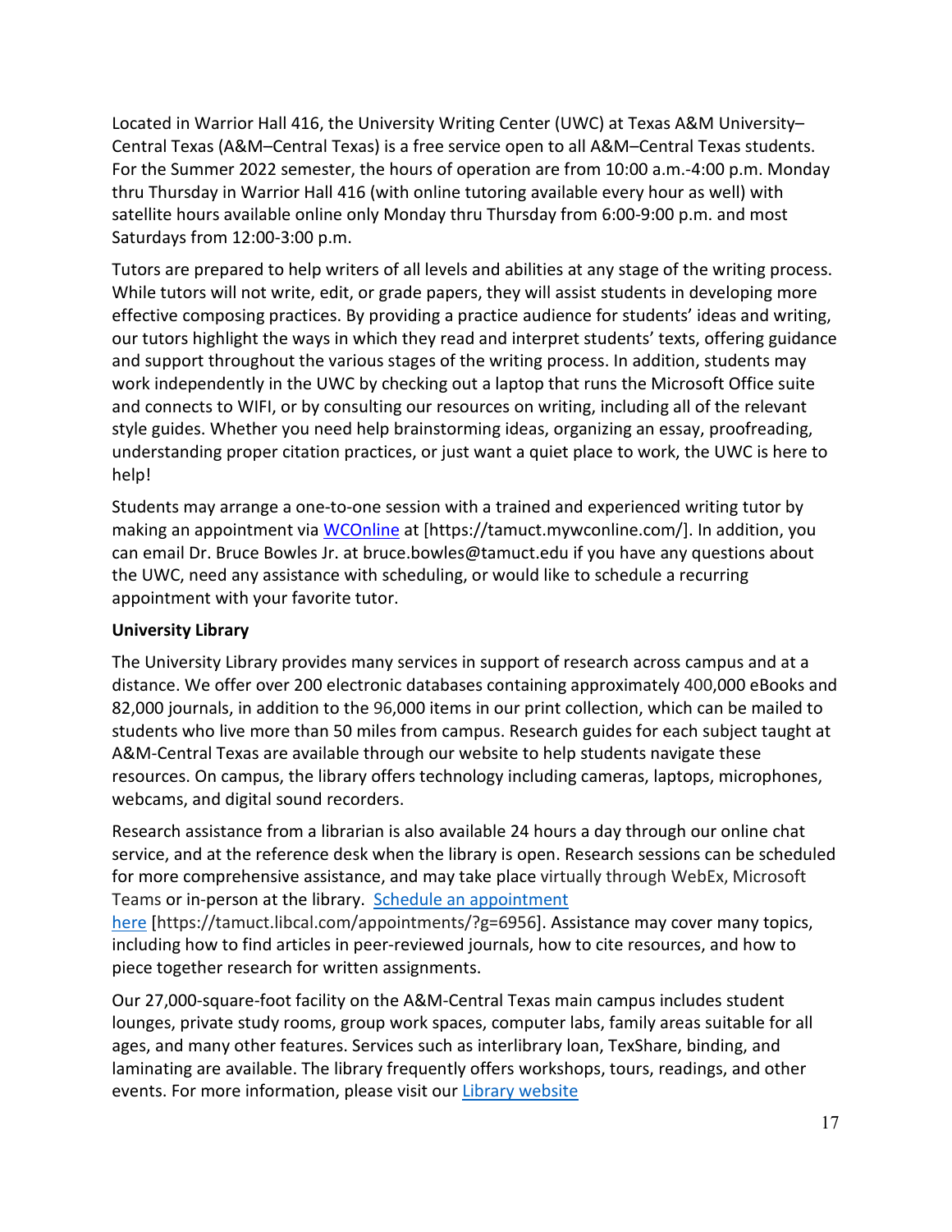Located in Warrior Hall 416, the University Writing Center (UWC) at Texas A&M University–Central Texas (A&M–Central Texas) is a free service open to all A&M–Central Texas students. For the Summer 2022 semester, the hours of operation are from 10:00 a.m.-4:00 p.m. Monday thru Thursday in Warrior Hall 416 (with online tutoring available every hour as well) with satellite hours available online only Monday thru Thursday from 6:00-9:00 p.m. and most Saturdays from 12:00-3:00 p.m.

Tutors are prepared to help writers of all levels and abilities at any stage of the writing process. While tutors will not write, edit, or grade papers, they will assist students in developing more effective composing practices. By providing a practice audience for students' ideas and writing, our tutors highlight the ways in which they read and interpret students' texts, offering guidance and support throughout the various stages of the writing process. In addition, students may work independently in the UWC by checking out a laptop that runs the Microsoft Office suite and connects to WIFI, or by consulting our resources on writing, including all of the relevant style guides. Whether you need help brainstorming ideas, organizing an essay, proofreading, understanding proper citation practices, or just want a quiet place to work, the UWC is here to help!

Students may arrange a one-to-one session with a trained and experienced writing tutor by making an appointment via WCOnline at [https://tamuct.mywconline.com/]. In addition, you can email Dr. Bruce Bowles Jr. at bruce.bowles@tamuct.edu if you have any questions about the UWC, need any assistance with scheduling, or would like to schedule a recurring appointment with your favorite tutor.

**University Library**

The University Library provides many services in support of research across campus and at a distance. We offer over 200 electronic databases containing approximately 400,000 eBooks and 82,000 journals, in addition to the 96,000 items in our print collection, which can be mailed to students who live more than 50 miles from campus. Research guides for each subject taught at A&M-Central Texas are available through our website to help students navigate these resources. On campus, the library offers technology including cameras, laptops, microphones, webcams, and digital sound recorders.

Research assistance from a librarian is also available 24 hours a day through our online chat service, and at the reference desk when the library is open. Research sessions can be scheduled for more comprehensive assistance, and may take place virtually through WebEx, Microsoft Teams or in-person at the library. Schedule an appointment here [https://tamuct.libcal.com/appointments/?g=6956]. Assistance may cover many topics, including how to find articles in peer-reviewed journals, how to cite resources, and how to piece together research for written assignments.

Our 27,000-square-foot facility on the A&M-Central Texas main campus includes student lounges, private study rooms, group work spaces, computer labs, family areas suitable for all ages, and many other features. Services such as interlibrary loan, TexShare, binding, and laminating are available. The library frequently offers workshops, tours, readings, and other events. For more information, please visit our Library website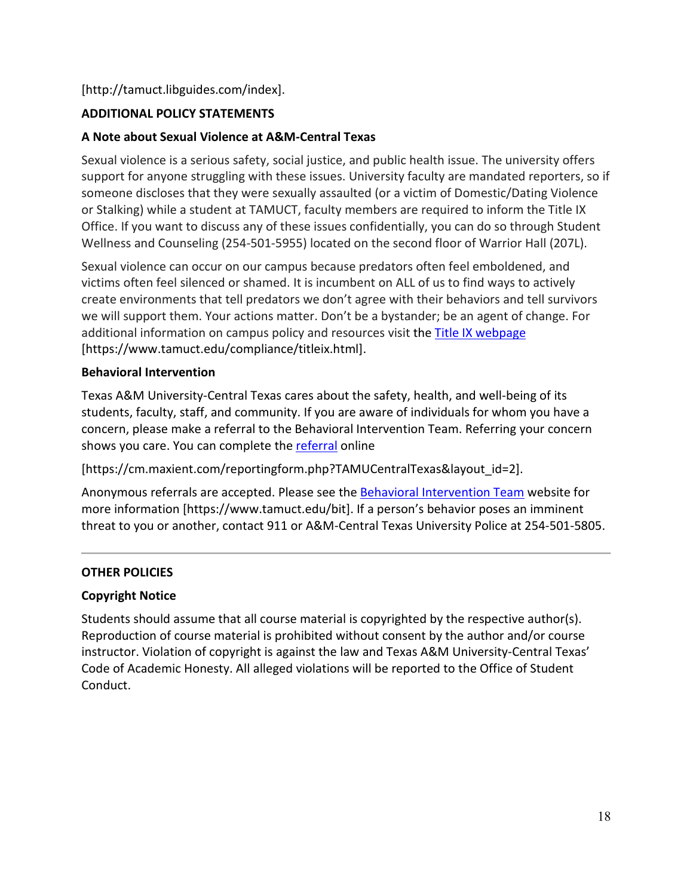[http://tamuct.libguides.com/index].

**ADDITIONAL POLICY STATEMENTS**

**A Note about Sexual Violence at A&M-Central Texas**

Sexual violence is a serious safety, social justice, and public health issue. The university offers support for anyone struggling with these issues. University faculty are mandated reporters, so if someone discloses that they were sexually assaulted (or a victim of Domestic/Dating Violence or Stalking) while a student at TAMUCT, faculty members are required to inform the Title IX Office. If you want to discuss any of these issues confidentially, you can do so through Student Wellness and Counseling (254-501-5955) located on the second floor of Warrior Hall (207L).

Sexual violence can occur on our campus because predators often feel emboldened, and victims often feel silenced or shamed. It is incumbent on ALL of us to find ways to actively create environments that tell predators we don't agree with their behaviors and tell survivors we will support them. Your actions matter. Don't be a bystander; be an agent of change. For additional information on campus policy and resources visit the Title IX webpage [https://www.tamuct.edu/compliance/titleix.html].

**Behavioral Intervention**

Texas A&M University-Central Texas cares about the safety, health, and well-being of its students, faculty, staff, and community. If you are aware of individuals for whom you have a concern, please make a referral to the Behavioral Intervention Team. Referring your concern shows you care. You can complete the referral online

[https://cm.maxient.com/reportingform.php?TAMUCentralTexas&layout_id=2].

Anonymous referrals are accepted. Please see the Behavioral Intervention Team website for more information [https://www.tamuct.edu/bit]. If a person's behavior poses an imminent threat to you or another, contact 911 or A&M-Central Texas University Police at 254-501-5805.

---

**OTHER POLICIES**

**Copyright Notice**

Students should assume that all course material is copyrighted by the respective author(s). Reproduction of course material is prohibited without consent by the author and/or course instructor. Violation of copyright is against the law and Texas A&M University-Central Texas' Code of Academic Honesty. All alleged violations will be reported to the Office of Student Conduct.